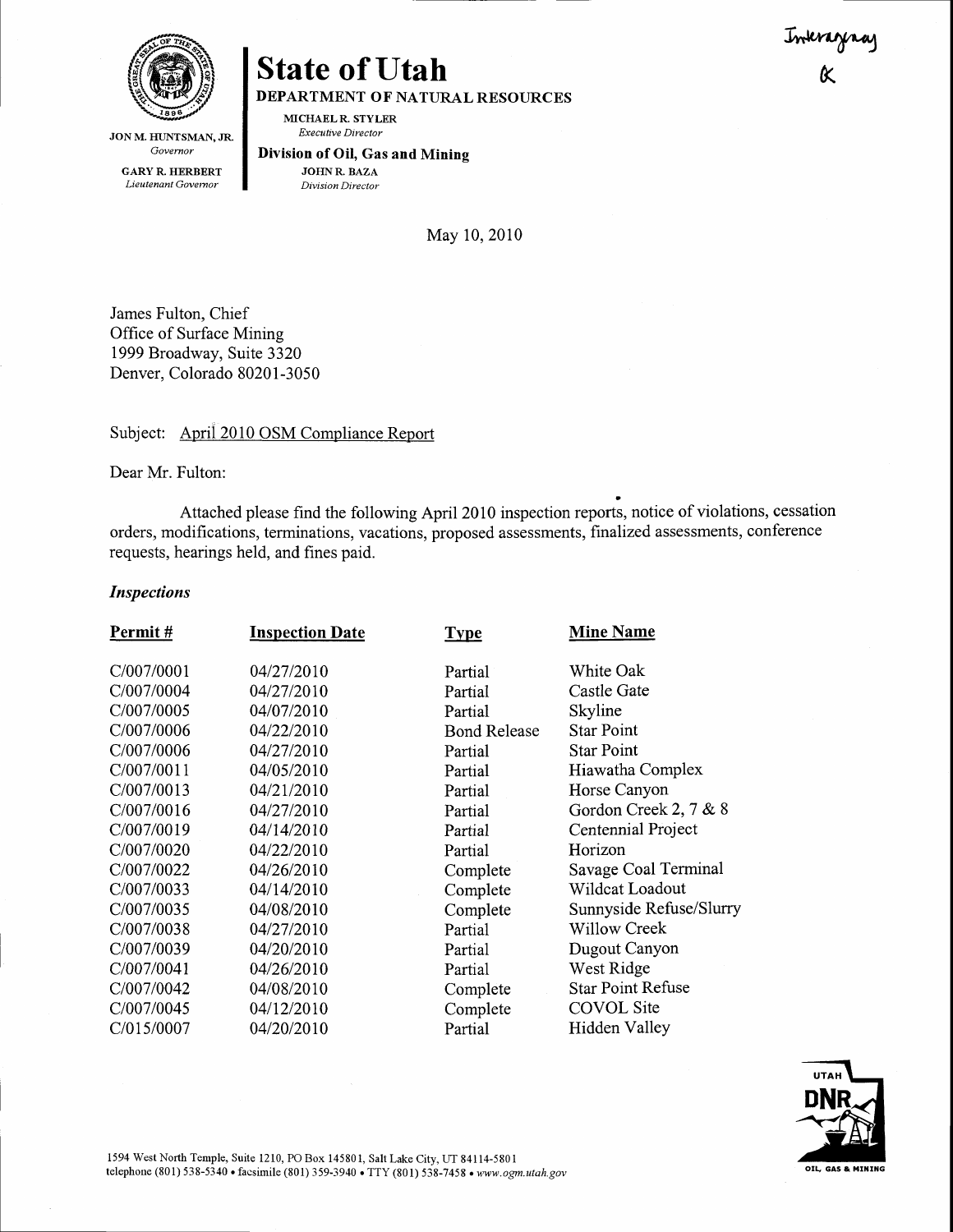Interagency
OK

# State of Utah

DEPARTMENT OF NATURAL RESOURCES

MICHAEL R. STYLER
*Executive Director*

**Division of Oil, Gas and Mining**
JOHN R. BAZA
*Division Director*

JON M. HUNTSMAN, JR.
*Governor*

GARY R. HERBERT
*Lieutenant Governor*

May 10, 2010

James Fulton, Chief
Office of Surface Mining
1999 Broadway, Suite 3320
Denver, Colorado 80201-3050

Subject: April 2010 OSM Compliance Report

Dear Mr. Fulton:

Attached please find the following April 2010 inspection reports, notice of violations, cessation orders, modifications, terminations, vacations, proposed assessments, finalized assessments, conference requests, hearings held, and fines paid.

### *Inspections*

| Permit # | Inspection Date | Type | Mine Name |
|---|---|---|---|
| C/007/0001 | 04/27/2010 | Partial | White Oak |
| C/007/0004 | 04/27/2010 | Partial | Castle Gate |
| C/007/0005 | 04/07/2010 | Partial | Skyline |
| C/007/0006 | 04/22/2010 | Bond Release | Star Point |
| C/007/0006 | 04/27/2010 | Partial | Star Point |
| C/007/0011 | 04/05/2010 | Partial | Hiawatha Complex |
| C/007/0013 | 04/21/2010 | Partial | Horse Canyon |
| C/007/0016 | 04/27/2010 | Partial | Gordon Creek 2, 7 & 8 |
| C/007/0019 | 04/14/2010 | Partial | Centennial Project |
| C/007/0020 | 04/22/2010 | Partial | Horizon |
| C/007/0022 | 04/26/2010 | Complete | Savage Coal Terminal |
| C/007/0033 | 04/14/2010 | Complete | Wildcat Loadout |
| C/007/0035 | 04/08/2010 | Complete | Sunnyside Refuse/Slurry |
| C/007/0038 | 04/27/2010 | Partial | Willow Creek |
| C/007/0039 | 04/20/2010 | Partial | Dugout Canyon |
| C/007/0041 | 04/26/2010 | Partial | West Ridge |
| C/007/0042 | 04/08/2010 | Complete | Star Point Refuse |
| C/007/0045 | 04/12/2010 | Complete | COVOL Site |
| C/015/0007 | 04/20/2010 | Partial | Hidden Valley |

1594 West North Temple, Suite 1210, PO Box 145801, Salt Lake City, UT 84114-5801
telephone (801) 538-5340 • facsimile (801) 359-3940 • TTY (801) 538-7458 • *www.ogm.utah.gov*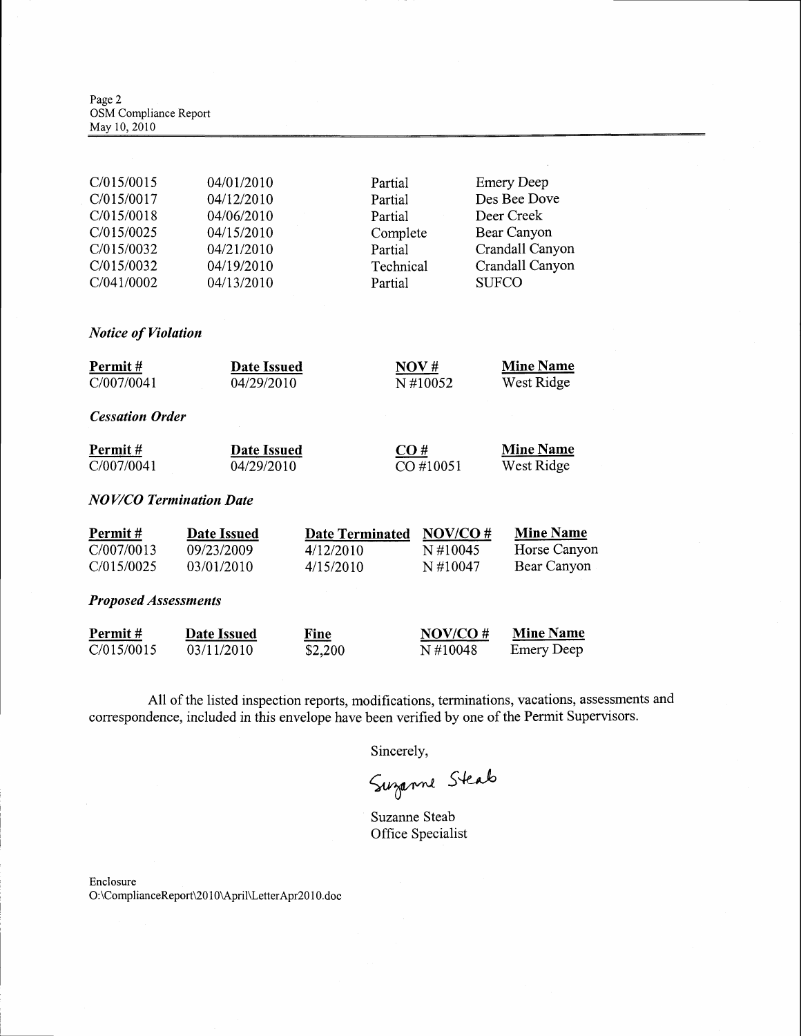| | | | |
|---|---|---|---|
| C/015/0015 | 04/01/2010 | Partial | Emery Deep |
| C/015/0017 | 04/12/2010 | Partial | Des Bee Dove |
| C/015/0018 | 04/06/2010 | Partial | Deer Creek |
| C/015/0025 | 04/15/2010 | Complete | Bear Canyon |
| C/015/0032 | 04/21/2010 | Partial | Crandall Canyon |
| C/015/0032 | 04/19/2010 | Technical | Crandall Canyon |
| C/041/0002 | 04/13/2010 | Partial | SUFCO |

*Notice of Violation*

| Permit # | Date Issued | NOV # | Mine Name |
|---|---|---|---|
| C/007/0041 | 04/29/2010 | N #10052 | West Ridge |

*Cessation Order*

| Permit # | Date Issued | CO # | Mine Name |
|---|---|---|---|
| C/007/0041 | 04/29/2010 | CO #10051 | West Ridge |

*NOV/CO Termination Date*

| Permit # | Date Issued | Date Terminated | NOV/CO # | Mine Name |
|---|---|---|---|---|
| C/007/0013 | 09/23/2009 | 4/12/2010 | N #10045 | Horse Canyon |
| C/015/0025 | 03/01/2010 | 4/15/2010 | N #10047 | Bear Canyon |

*Proposed Assessments*

| Permit # | Date Issued | Fine | NOV/CO # | Mine Name |
|---|---|---|---|---|
| C/015/0015 | 03/11/2010 | $2,200 | N #10048 | Emery Deep |

All of the listed inspection reports, modifications, terminations, vacations, assessments and correspondence, included in this envelope have been verified by one of the Permit Supervisors.

Sincerely,

Suzanne Steab

Suzanne Steab
Office Specialist

Enclosure
O:\ComplianceReport\2010\April\LetterApr2010.doc